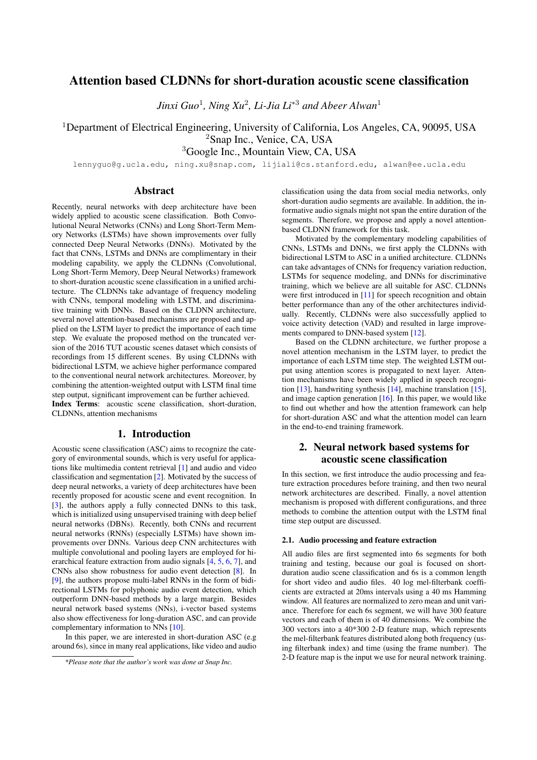# Attention based CLDNNs for short-duration acoustic scene classification

*Jinxi Guo*[1], *Ning Xu*[2], *Li-Jia Li*[*3] *and Abeer Alwan*[1]

[1]Department of Electrical Engineering, University of California, Los Angeles, CA, 90095, USA
[2]Snap Inc., Venice, CA, USA
[3]Google Inc., Mountain View, CA, USA

lennyguo@g.ucla.edu, ning.xu@snap.com, lijiali@cs.stanford.edu, alwan@ee.ucla.edu

## Abstract

Recently, neural networks with deep architecture have been widely applied to acoustic scene classification. Both Convolutional Neural Networks (CNNs) and Long Short-Term Memory Networks (LSTMs) have shown improvements over fully connected Deep Neural Networks (DNNs). Motivated by the fact that CNNs, LSTMs and DNNs are complimentary in their modeling capability, we apply the CLDNNs (Convolutional, Long Short-Term Memory, Deep Neural Networks) framework to short-duration acoustic scene classification in a unified architecture. The CLDNNs take advantage of frequency modeling with CNNs, temporal modeling with LSTM, and discriminative training with DNNs. Based on the CLDNN architecture, several novel attention-based mechanisms are proposed and applied on the LSTM layer to predict the importance of each time step. We evaluate the proposed method on the truncated version of the 2016 TUT acoustic scenes dataset which consists of recordings from 15 different scenes. By using CLDNNs with bidirectional LSTM, we achieve higher performance compared to the conventional neural network architectures. Moreover, by combining the attention-weighted output with LSTM final time step output, significant improvement can be further achieved.

**Index Terms**: acoustic scene classification, short-duration, CLDNNs, attention mechanisms

## 1. Introduction

Acoustic scene classification (ASC) aims to recognize the category of environmental sounds, which is very useful for applications like multimedia content retrieval [1] and audio and video classification and segmentation [2]. Motivated by the success of deep neural networks, a variety of deep architectures have been recently proposed for acoustic scene and event recognition. In [3], the authors apply a fully connected DNNs to this task, which is initialized using unsupervised training with deep belief neural networks (DBNs). Recently, both CNNs and recurrent neural networks (RNNs) (especially LSTMs) have shown improvements over DNNs. Various deep CNN architectures with multiple convolutional and pooling layers are employed for hierarchical feature extraction from audio signals [4, 5, 6, 7], and CNNs also show robustness for audio event detection [8]. In [9], the authors propose multi-label RNNs in the form of bidirectional LSTMs for polyphonic audio event detection, which outperform DNN-based methods by a large margin. Besides neural network based systems (NNs), i-vector based systems also show effectiveness for long-duration ASC, and can provide complementary information to NNs [10].

In this paper, we are interested in short-duration ASC (e.g around 6s), since in many real applications, like video and audio classification using the data from social media networks, only short-duration audio segments are available. In addition, the informative audio signals might not span the entire duration of the segments. Therefore, we propose and apply a novel attention-based CLDNN framework for this task.

Motivated by the complementary modeling capabilities of CNNs, LSTMs and DNNs, we first apply the CLDNNs with bidirectional LSTM to ASC in a unified architecture. CLDNNs can take advantages of CNNs for frequency variation reduction, LSTMs for sequence modeling, and DNNs for discriminative training, which we believe are all suitable for ASC. CLDNNs were first introduced in [11] for speech recognition and obtain better performance than any of the other architectures individually. Recently, CLDNNs were also successfully applied to voice activity detection (VAD) and resulted in large improvements compared to DNN-based system [12].

Based on the CLDNN architecture, we further propose a novel attention mechanism in the LSTM layer, to predict the importance of each LSTM time step. The weighted LSTM output using attention scores is propagated to next layer. Attention mechanisms have been widely applied in speech recognition [13], handwriting synthesis [14], machine translation [15], and image caption generation [16]. In this paper, we would like to find out whether and how the attention framework can help for short-duration ASC and what the attention model can learn in the end-to-end training framework.

## 2. Neural network based systems for acoustic scene classification

In this section, we first introduce the audio processing and feature extraction procedures before training, and then two neural network architectures are described. Finally, a novel attention mechanism is proposed with different configurations, and three methods to combine the attention output with the LSTM final time step output are discussed.

### 2.1. Audio processing and feature extraction

All audio files are first segmented into 6s segments for both training and testing, because our goal is focused on short-duration audio scene classification and 6s is a common length for short video and audio files. 40 log mel-filterbank coefficients are extracted at 20ms intervals using a 40 ms Hamming window. All features are normalized to zero mean and unit variance. Therefore for each 6s segment, we will have 300 feature vectors and each of them is of 40 dimensions. We combine the 300 vectors into a 40*300 2-D feature map, which represents the mel-filterbank features distributed along both frequency (using filterbank index) and time (using the frame number). The 2-D feature map is the input we use for neural network training.

*Please note that the author's work was done at Snap Inc.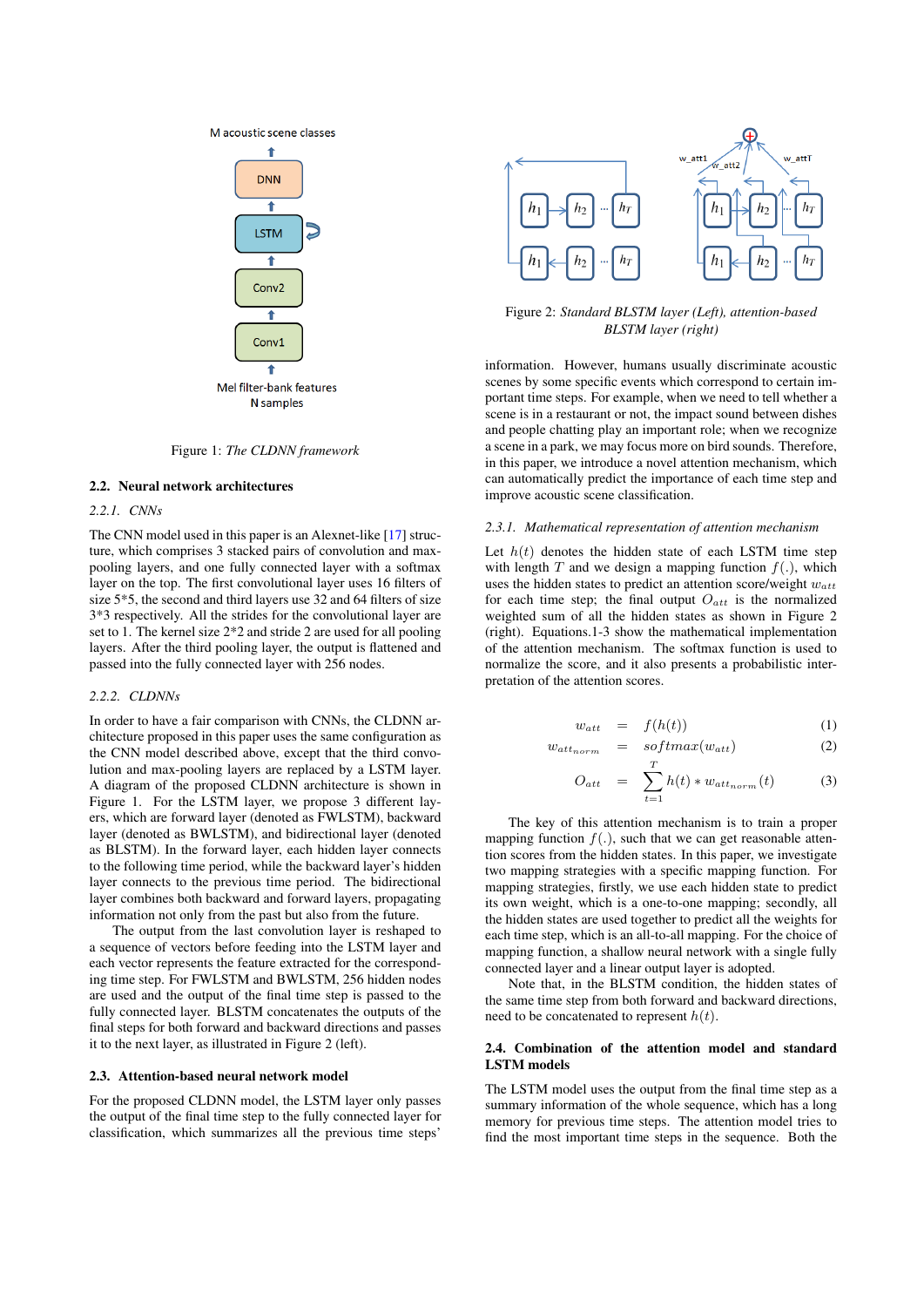M acoustic scene classes

DNN

LSTM

Conv2

Conv1

Mel filter-bank features
N samples

Figure 1: *The CLDNN framework*

### 2.2. Neural network architectures

#### 2.2.1. CNNs

The CNN model used in this paper is an Alexnet-like [17] structure, which comprises 3 stacked pairs of convolution and max-pooling layers, and one fully connected layer with a softmax layer on the top. The first convolutional layer uses 16 filters of size 5*5, the second and third layers use 32 and 64 filters of size 3*3 respectively. All the strides for the convolutional layer are set to 1. The kernel size 2*2 and stride 2 are used for all pooling layers. After the third pooling layer, the output is flattened and passed into the fully connected layer with 256 nodes.

#### 2.2.2. CLDNNs

In order to have a fair comparison with CNNs, the CLDNN architecture proposed in this paper uses the same configuration as the CNN model described above, except that the third convolution and max-pooling layers are replaced by a LSTM layer. A diagram of the proposed CLDNN architecture is shown in Figure 1. For the LSTM layer, we propose 3 different layers, which are forward layer (denoted as FWLSTM), backward layer (denoted as BWLSTM), and bidirectional layer (denoted as BLSTM). In the forward layer, each hidden layer connects to the following time period, while the backward layer's hidden layer connects to the previous time period. The bidirectional layer combines both backward and forward layers, propagating information not only from the past but also from the future.

The output from the last convolution layer is reshaped to a sequence of vectors before feeding into the LSTM layer and each vector represents the feature extracted for the corresponding time step. For FWLSTM and BWLSTM, 256 hidden nodes are used and the output of the final time step is passed to the fully connected layer. BLSTM concatenates the outputs of the final steps for both forward and backward directions and passes it to the next layer, as illustrated in Figure 2 (left).

### 2.3. Attention-based neural network model

For the proposed CLDNN model, the LSTM layer only passes the output of the final time step to the fully connected layer for classification, which summarizes all the previous time steps' information. However, humans usually discriminate acoustic scenes by some specific events which correspond to certain important time steps. For example, when we need to tell whether a scene is in a restaurant or not, the impact sound between dishes and people chatting play an important role; when we recognize a scene in a park, we may focus more on bird sounds. Therefore, in this paper, we introduce a novel attention mechanism, which can automatically predict the importance of each time step and improve acoustic scene classification.

$h_1$ $h_2$ ... $h_T$ $h_1$ $h_2$ ... $h_T$ &nbsp;&nbsp; w_att1 w_att2 w_attT $h_1$ $h_2$ ... $h_T$ $h_1$ $h_2$ ... $h_T$

Figure 2: *Standard BLSTM layer (Left), attention-based BLSTM layer (right)*

#### 2.3.1. Mathematical representation of attention mechanism

Let $h(t)$ denotes the hidden state of each LSTM time step with length $T$ and we design a mapping function $f(.)$, which uses the hidden states to predict an attention score/weight $w_{att}$ for each time step; the final output $O_{att}$ is the normalized weighted sum of all the hidden states as shown in Figure 2 (right). Equations.1-3 show the mathematical implementation of the attention mechanism. The softmax function is used to normalize the score, and it also presents a probabilistic interpretation of the attention scores.

$$w_{att} = f(h(t)) \tag{1}$$

$$w_{att_{norm}} = softmax(w_{att}) \tag{2}$$

$$O_{att} = \sum_{t=1}^{T} h(t) * w_{att_{norm}}(t) \tag{3}$$

The key of this attention mechanism is to train a proper mapping function $f(.)$, such that we can get reasonable attention scores from the hidden states. In this paper, we investigate two mapping strategies with a specific mapping function. For mapping strategies, firstly, we use each hidden state to predict its own weight, which is a one-to-one mapping; secondly, all the hidden states are used together to predict all the weights for each time step, which is an all-to-all mapping. For the choice of mapping function, a shallow neural network with a single fully connected layer and a linear output layer is adopted.

Note that, in the BLSTM condition, the hidden states of the same time step from both forward and backward directions, need to be concatenated to represent $h(t)$.

### 2.4. Combination of the attention model and standard LSTM models

The LSTM model uses the output from the final time step as a summary information of the whole sequence, which has a long memory for previous time steps. The attention model tries to find the most important time steps in the sequence. Both the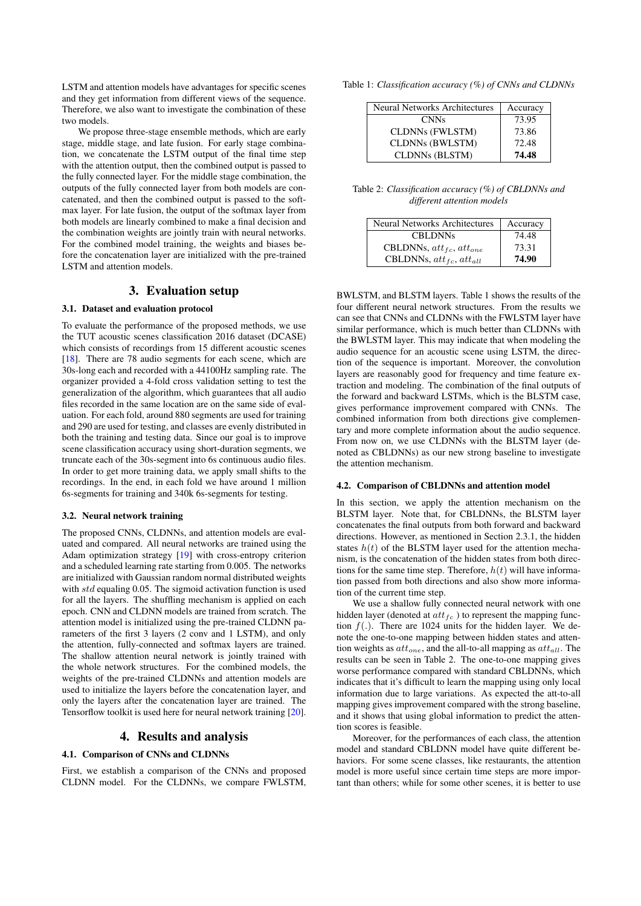LSTM and attention models have advantages for specific scenes and they get information from different views of the sequence. Therefore, we also want to investigate the combination of these two models.

We propose three-stage ensemble methods, which are early stage, middle stage, and late fusion. For early stage combination, we concatenate the LSTM output of the final time step with the attention output, then the combined output is passed to the fully connected layer. For the middle stage combination, the outputs of the fully connected layer from both models are concatenated, and then the combined output is passed to the softmax layer. For late fusion, the output of the softmax layer from both models are linearly combined to make a final decision and the combination weights are jointly train with neural networks. For the combined model training, the weights and biases before the concatenation layer are initialized with the pre-trained LSTM and attention models.

# 3. Evaluation setup

### 3.1. Dataset and evaluation protocol

To evaluate the performance of the proposed methods, we use the TUT acoustic scenes classification 2016 dataset (DCASE) which consists of recordings from 15 different acoustic scenes [18]. There are 78 audio segments for each scene, which are 30s-long each and recorded with a 44100Hz sampling rate. The organizer provided a 4-fold cross validation setting to test the generalization of the algorithm, which guarantees that all audio files recorded in the same location are on the same side of evaluation. For each fold, around 880 segments are used for training and 290 are used for testing, and classes are evenly distributed in both the training and testing data. Since our goal is to improve scene classification accuracy using short-duration segments, we truncate each of the 30s-segment into 6s continuous audio files. In order to get more training data, we apply small shifts to the recordings. In the end, in each fold we have around 1 million 6s-segments for training and 340k 6s-segments for testing.

### 3.2. Neural network training

The proposed CNNs, CLDNNs, and attention models are evaluated and compared. All neural networks are trained using the Adam optimization strategy [19] with cross-entropy criterion and a scheduled learning rate starting from 0.005. The networks are initialized with Gaussian random normal distributed weights with $std$ equaling 0.05. The sigmoid activation function is used for all the layers. The shuffling mechanism is applied on each epoch. CNN and CLDNN models are trained from scratch. The attention model is initialized using the pre-trained CLDNN parameters of the first 3 layers (2 conv and 1 LSTM), and only the attention, fully-connected and softmax layers are trained. The shallow attention neural network is jointly trained with the whole network structures. For the combined models, the weights of the pre-trained CLDNNs and attention models are used to initialize the layers before the concatenation layer, and only the layers after the concatenation layer are trained. The Tensorflow toolkit is used here for neural network training [20].

# 4. Results and analysis

### 4.1. Comparison of CNNs and CLDNNs

First, we establish a comparison of the CNNs and proposed CLDNN model. For the CLDNNs, we compare FWLSTM, BWLSTM, and BLSTM layers. Table 1 shows the results of the four different neural network structures. From the results we can see that CNNs and CLDNNs with the FWLSTM layer have similar performance, which is much better than CLDNNs with the BWLSTM layer. This may indicate that when modeling the audio sequence for an acoustic scene using LSTM, the direction of the sequence is important. Moreover, the convolution layers are reasonably good for frequency and time feature extraction and modeling. The combination of the final outputs of the forward and backward LSTMs, which is the BLSTM case, gives performance improvement compared with CNNs. The combined information from both directions give complementary and more complete information about the audio sequence. From now on, we use CLDNNs with the BLSTM layer (denoted as CBLDNNs) as our new strong baseline to investigate the attention mechanism.

Table 1: *Classification accuracy (%) of CNNs and CLDNNs*

| Neural Networks Architectures | Accuracy |
|---|---|
| CNNs | 73.95 |
| CLDNNs (FWLSTM) | 73.86 |
| CLDNNs (BWLSTM) | 72.48 |
| CLDNNs (BLSTM) | **74.48** |

Table 2: *Classification accuracy (%) of CBLDNNs and different attention models*

| Neural Networks Architectures | Accuracy |
|---|---|
| CBLDNNs | 74.48 |
| CBLDNNs, $att_{fc}$, $att_{one}$ | 73.31 |
| CBLDNNs, $att_{fc}$, $att_{all}$ | **74.90** |

### 4.2. Comparison of CBLDNNs and attention model

In this section, we apply the attention mechanism on the BLSTM layer. Note that, for CBLDNNs, the BLSTM layer concatenates the final outputs from both forward and backward directions. However, as mentioned in Section 2.3.1, the hidden states $h(t)$ of the BLSTM layer used for the attention mechanism, is the concatenation of the hidden states from both directions for the same time step. Therefore, $h(t)$ will have information passed from both directions and also show more information of the current time step.

We use a shallow fully connected neural network with one hidden layer (denoted at $att_{fc}$ ) to represent the mapping function $f(.)$. There are 1024 units for the hidden layer. We denote the one-to-one mapping between hidden states and attention weights as $att_{one}$, and the all-to-all mapping as $att_{all}$. The results can be seen in Table 2. The one-to-one mapping gives worse performance compared with standard CBLDNNs, which indicates that it's difficult to learn the mapping using only local information due to large variations. As expected the att-to-all mapping gives improvement compared with the strong baseline, and it shows that using global information to predict the attention scores is feasible.

Moreover, for the performances of each class, the attention model and standard CBLDNN model have quite different behaviors. For some scene classes, like restaurants, the attention model is more useful since certain time steps are more important than others; while for some other scenes, it is better to use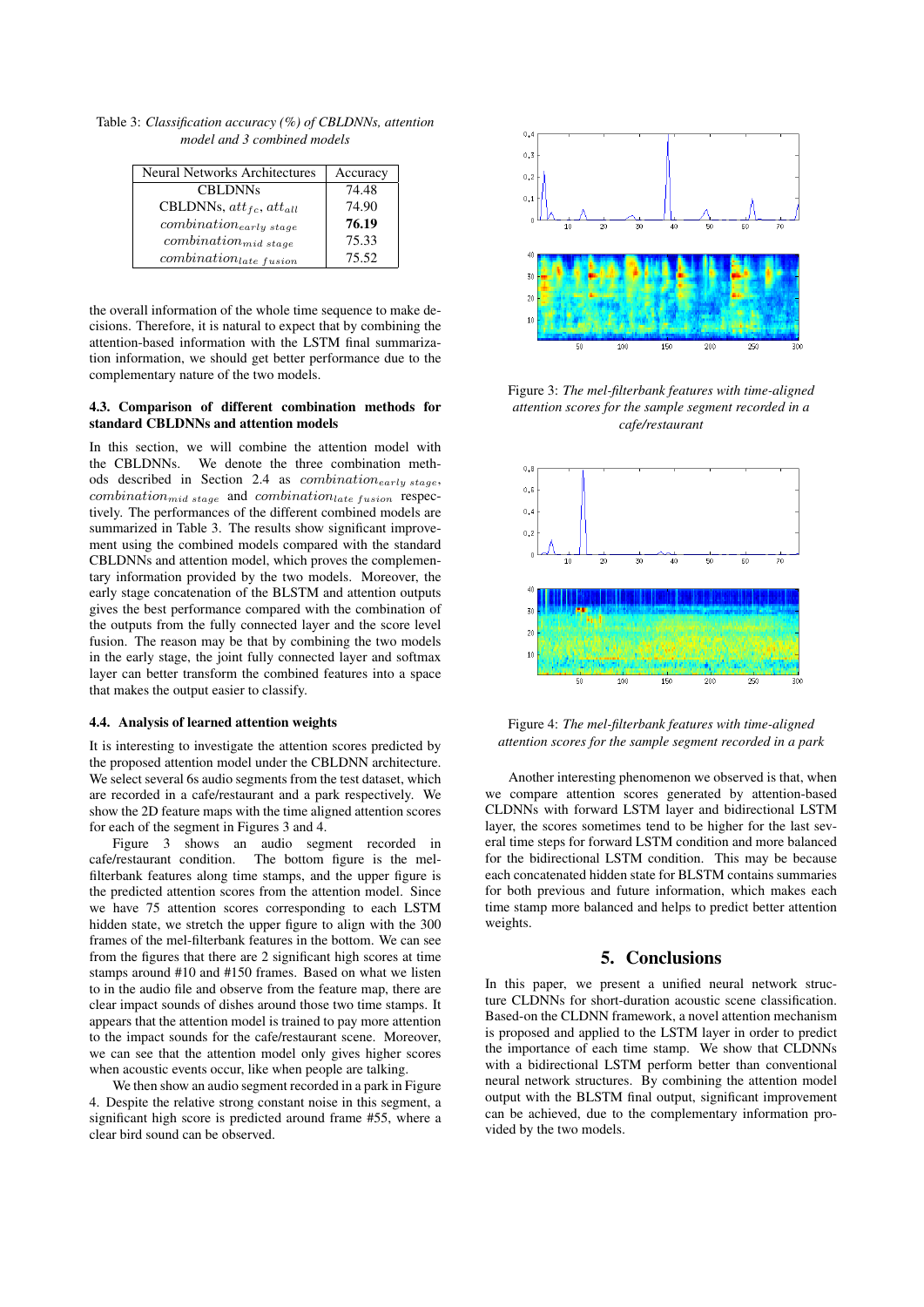Table 3: *Classification accuracy (%) of CBLDNNs, attention model and 3 combined models*

| Neural Networks Architectures | Accuracy |
|---|---|
| CBLDNNs | 74.48 |
| CBLDNNs, $att_{fc}$, $att_{all}$ | 74.90 |
| $combination_{early\ stage}$ | **76.19** |
| $combination_{mid\ stage}$ | 75.33 |
| $combination_{late\ fusion}$ | 75.52 |

the overall information of the whole time sequence to make decisions. Therefore, it is natural to expect that by combining the attention-based information with the LSTM final summarization information, we should get better performance due to the complementary nature of the two models.

### 4.3. Comparison of different combination methods for standard CBLDNNs and attention models

In this section, we will combine the attention model with the CBLDNNs. We denote the three combination methods described in Section 2.4 as $combination_{early\ stage}$, $combination_{mid\ stage}$ and $combination_{late\ fusion}$ respectively. The performances of the different combined models are summarized in Table 3. The results show significant improvement using the combined models compared with the standard CBLDNNs and attention model, which proves the complementary information provided by the two models. Moreover, the early stage concatenation of the BLSTM and attention outputs gives the best performance compared with the combination of the outputs from the fully connected layer and the score level fusion. The reason may be that by combining the two models in the early stage, the joint fully connected layer and softmax layer can better transform the combined features into a space that makes the output easier to classify.

### 4.4. Analysis of learned attention weights

It is interesting to investigate the attention scores predicted by the proposed attention model under the CBLDNN architecture. We select several 6s audio segments from the test dataset, which are recorded in a cafe/restaurant and a park respectively. We show the 2D feature maps with the time aligned attention scores for each of the segment in Figures 3 and 4.

Figure 3 shows an audio segment recorded in cafe/restaurant condition. The bottom figure is the mel-filterbank features along time stamps, and the upper figure is the predicted attention scores from the attention model. Since we have 75 attention scores corresponding to each LSTM hidden state, we stretch the upper figure to align with the 300 frames of the mel-filterbank features in the bottom. We can see from the figures that there are 2 significant high scores at time stamps around #10 and #150 frames. Based on what we listen to in the audio file and observe from the feature map, there are clear impact sounds of dishes around those two time stamps. It appears that the attention model is trained to pay more attention to the impact sounds for the cafe/restaurant scene. Moreover, we can see that the attention model only gives higher scores when acoustic events occur, like when people are talking.

We then show an audio segment recorded in a park in Figure 4. Despite the relative strong constant noise in this segment, a significant high score is predicted around frame #55, where a clear bird sound can be observed.

Figure 3: *The mel-filterbank features with time-aligned attention scores for the sample segment recorded in a cafe/restaurant*

Figure 4: *The mel-filterbank features with time-aligned attention scores for the sample segment recorded in a park*

Another interesting phenomenon we observed is that, when we compare attention scores generated by attention-based CLDNNs with forward LSTM layer and bidirectional LSTM layer, the scores sometimes tend to be higher for the last several time steps for forward LSTM condition and more balanced for the bidirectional LSTM condition. This may be because each concatenated hidden state for BLSTM contains summaries for both previous and future information, which makes each time stamp more balanced and helps to predict better attention weights.

## 5. Conclusions

In this paper, we present a unified neural network structure CLDNNs for short-duration acoustic scene classification. Based-on the CLDNN framework, a novel attention mechanism is proposed and applied to the LSTM layer in order to predict the importance of each time stamp. We show that CLDNNs with a bidirectional LSTM perform better than conventional neural network structures. By combining the attention model output with the BLSTM final output, significant improvement can be achieved, due to the complementary information provided by the two models.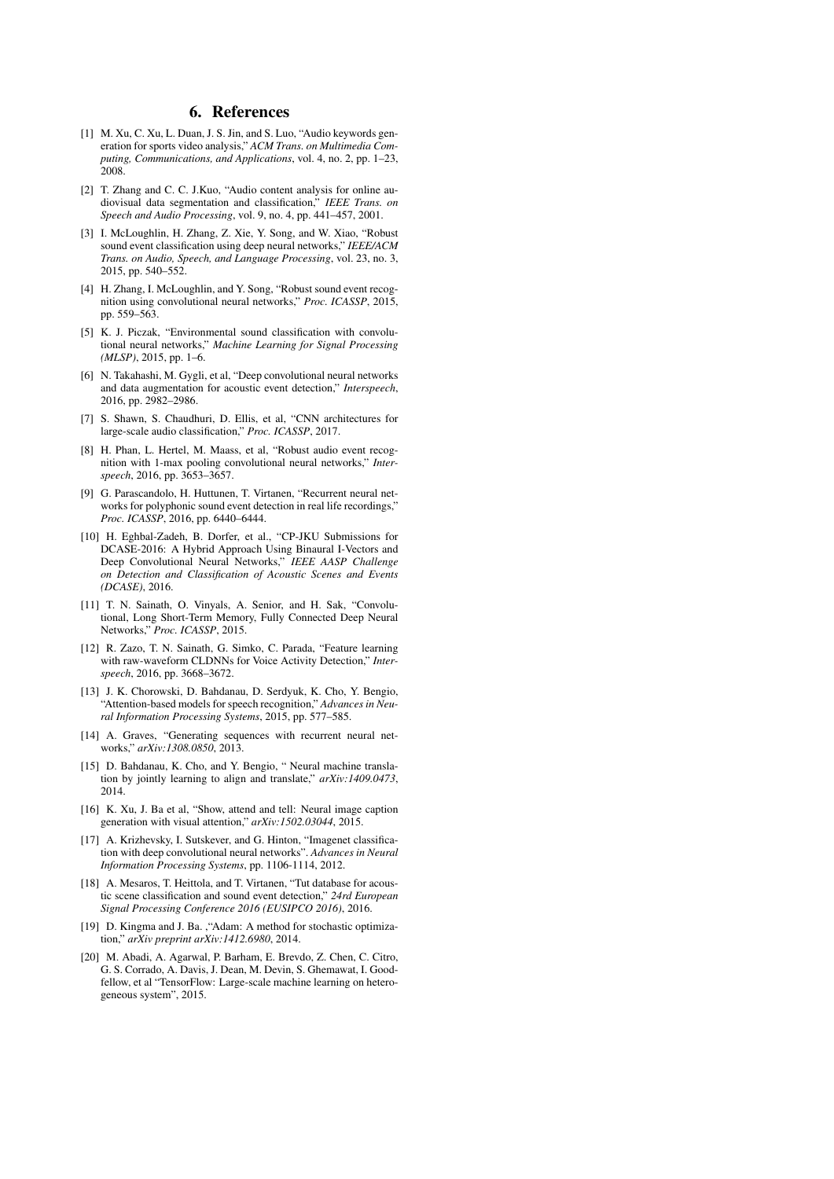## 6. References

[1] M. Xu, C. Xu, L. Duan, J. S. Jin, and S. Luo, "Audio keywords generation for sports video analysis," *ACM Trans. on Multimedia Computing, Communications, and Applications*, vol. 4, no. 2, pp. 1–23, 2008.

[2] T. Zhang and C. C. J.Kuo, "Audio content analysis for online audiovisual data segmentation and classification," *IEEE Trans. on Speech and Audio Processing*, vol. 9, no. 4, pp. 441–457, 2001.

[3] I. McLoughlin, H. Zhang, Z. Xie, Y. Song, and W. Xiao, "Robust sound event classification using deep neural networks," *IEEE/ACM Trans. on Audio, Speech, and Language Processing*, vol. 23, no. 3, 2015, pp. 540–552.

[4] H. Zhang, I. McLoughlin, and Y. Song, "Robust sound event recognition using convolutional neural networks," *Proc. ICASSP*, 2015, pp. 559–563.

[5] K. J. Piczak, "Environmental sound classification with convolutional neural networks," *Machine Learning for Signal Processing (MLSP)*, 2015, pp. 1–6.

[6] N. Takahashi, M. Gygli, et al, "Deep convolutional neural networks and data augmentation for acoustic event detection," *Interspeech*, 2016, pp. 2982–2986.

[7] S. Shawn, S. Chaudhuri, D. Ellis, et al, "CNN architectures for large-scale audio classification," *Proc. ICASSP*, 2017.

[8] H. Phan, L. Hertel, M. Maass, et al, "Robust audio event recognition with 1-max pooling convolutional neural networks," *Interspeech*, 2016, pp. 3653–3657.

[9] G. Parascandolo, H. Huttunen, T. Virtanen, "Recurrent neural networks for polyphonic sound event detection in real life recordings," *Proc. ICASSP*, 2016, pp. 6440–6444.

[10] H. Eghbal-Zadeh, B. Dorfer, et al., "CP-JKU Submissions for DCASE-2016: A Hybrid Approach Using Binaural I-Vectors and Deep Convolutional Neural Networks," *IEEE AASP Challenge on Detection and Classification of Acoustic Scenes and Events (DCASE)*, 2016.

[11] T. N. Sainath, O. Vinyals, A. Senior, and H. Sak, "Convolutional, Long Short-Term Memory, Fully Connected Deep Neural Networks," *Proc. ICASSP*, 2015.

[12] R. Zazo, T. N. Sainath, G. Simko, C. Parada, "Feature learning with raw-waveform CLDNNs for Voice Activity Detection," *Interspeech*, 2016, pp. 3668–3672.

[13] J. K. Chorowski, D. Bahdanau, D. Serdyuk, K. Cho, Y. Bengio, "Attention-based models for speech recognition," *Advances in Neural Information Processing Systems*, 2015, pp. 577–585.

[14] A. Graves, "Generating sequences with recurrent neural networks," *arXiv:1308.0850*, 2013.

[15] D. Bahdanau, K. Cho, and Y. Bengio, " Neural machine translation by jointly learning to align and translate," *arXiv:1409.0473*, 2014.

[16] K. Xu, J. Ba et al, "Show, attend and tell: Neural image caption generation with visual attention," *arXiv:1502.03044*, 2015.

[17] A. Krizhevsky, I. Sutskever, and G. Hinton, "Imagenet classification with deep convolutional neural networks". *Advances in Neural Information Processing Systems*, pp. 1106-1114, 2012.

[18] A. Mesaros, T. Heittola, and T. Virtanen, "Tut database for acoustic scene classification and sound event detection," *24rd European Signal Processing Conference 2016 (EUSIPCO 2016)*, 2016.

[19] D. Kingma and J. Ba. ,"Adam: A method for stochastic optimization," *arXiv preprint arXiv:1412.6980*, 2014.

[20] M. Abadi, A. Agarwal, P. Barham, E. Brevdo, Z. Chen, C. Citro, G. S. Corrado, A. Davis, J. Dean, M. Devin, S. Ghemawat, I. Goodfellow, et al "TensorFlow: Large-scale machine learning on heterogeneous system", 2015.